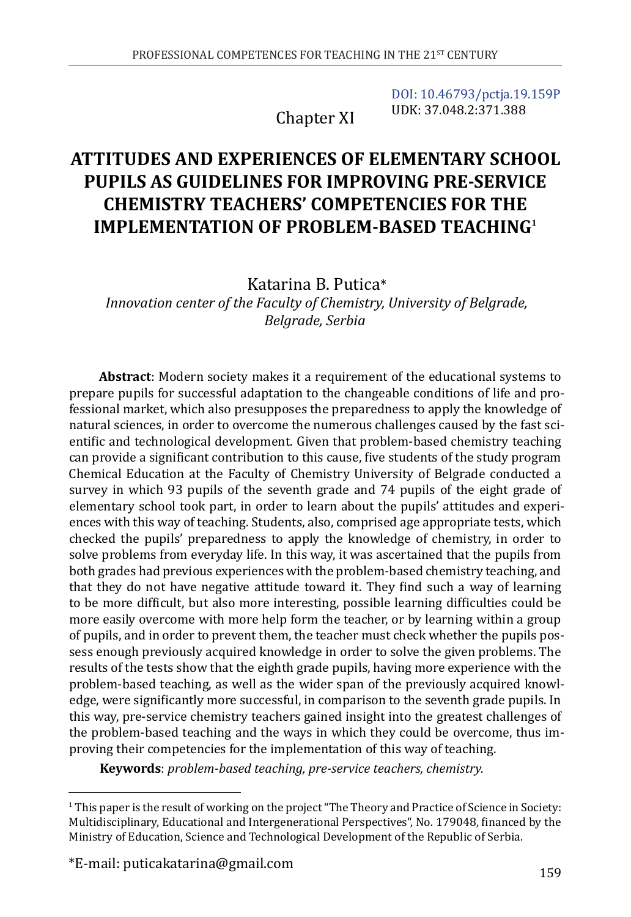DOI: 10.46793/pctja.19.159P
UDK: 37.048.2:371.388

Chapter XI

# ATTITUDES AND EXPERIENCES OF ELEMENTARY SCHOOL PUPILS AS GUIDELINES FOR IMPROVING PRE-SERVICE CHEMISTRY TEACHERS' COMPETENCIES FOR THE IMPLEMENTATION OF PROBLEM-BASED TEACHING[1]

Katarina B. Putica*

*Innovation center of the Faculty of Chemistry, University of Belgrade, Belgrade, Serbia*

**Abstract**: Modern society makes it a requirement of the educational systems to prepare pupils for successful adaptation to the changeable conditions of life and professional market, which also presupposes the preparedness to apply the knowledge of natural sciences, in order to overcome the numerous challenges caused by the fast scientific and technological development. Given that problem-based chemistry teaching can provide a significant contribution to this cause, five students of the study program Chemical Education at the Faculty of Chemistry University of Belgrade conducted a survey in which 93 pupils of the seventh grade and 74 pupils of the eight grade of elementary school took part, in order to learn about the pupils' attitudes and experiences with this way of teaching. Students, also, comprised age appropriate tests, which checked the pupils' preparedness to apply the knowledge of chemistry, in order to solve problems from everyday life. In this way, it was ascertained that the pupils from both grades had previous experiences with the problem-based chemistry teaching, and that they do not have negative attitude toward it. They find such a way of learning to be more difficult, but also more interesting, possible learning difficulties could be more easily overcome with more help form the teacher, or by learning within a group of pupils, and in order to prevent them, the teacher must check whether the pupils possess enough previously acquired knowledge in order to solve the given problems. The results of the tests show that the eighth grade pupils, having more experience with the problem-based teaching, as well as the wider span of the previously acquired knowledge, were significantly more successful, in comparison to the seventh grade pupils. In this way, pre-service chemistry teachers gained insight into the greatest challenges of the problem-based teaching and the ways in which they could be overcome, thus improving their competencies for the implementation of this way of teaching.

**Keywords**: *problem-based teaching, pre-service teachers, chemistry.*

---

[1] This paper is the result of working on the project "The Theory and Practice of Science in Society: Multidisciplinary, Educational and Intergenerational Perspectives", No. 179048, financed by the Ministry of Education, Science and Technological Development of the Republic of Serbia.

*E-mail: puticakatarina@gmail.com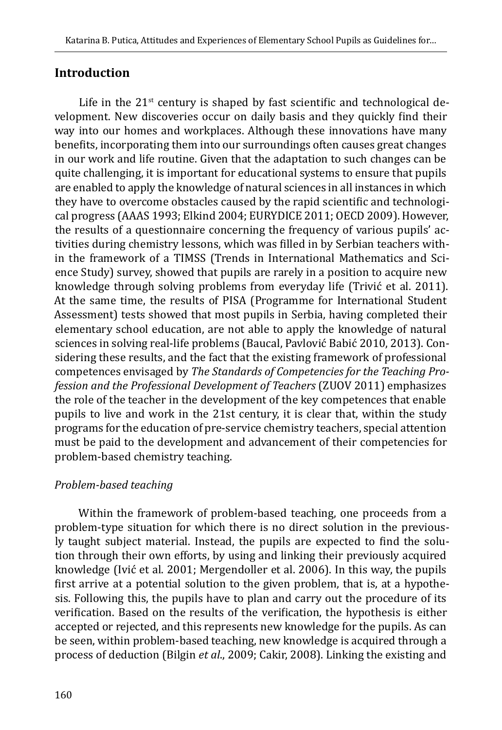## Introduction

Life in the 21st century is shaped by fast scientific and technological development. New discoveries occur on daily basis and they quickly find their way into our homes and workplaces. Although these innovations have many benefits, incorporating them into our surroundings often causes great changes in our work and life routine. Given that the adaptation to such changes can be quite challenging, it is important for educational systems to ensure that pupils are enabled to apply the knowledge of natural sciences in all instances in which they have to overcome obstacles caused by the rapid scientific and technological progress (AAAS 1993; Elkind 2004; EURYDICE 2011; OECD 2009). However, the results of a questionnaire concerning the frequency of various pupils' activities during chemistry lessons, which was filled in by Serbian teachers within the framework of a TIMSS (Trends in International Mathematics and Science Study) survey, showed that pupils are rarely in a position to acquire new knowledge through solving problems from everyday life (Trivić et al. 2011). At the same time, the results of PISA (Programme for International Student Assessment) tests showed that most pupils in Serbia, having completed their elementary school education, are not able to apply the knowledge of natural sciences in solving real-life problems (Baucal, Pavlović Babić 2010, 2013). Considering these results, and the fact that the existing framework of professional competences envisaged by *The Standards of Competencies for the Teaching Profession and the Professional Development of Teachers* (ZUOV 2011) emphasizes the role of the teacher in the development of the key competences that enable pupils to live and work in the 21st century, it is clear that, within the study programs for the education of pre-service chemistry teachers, special attention must be paid to the development and advancement of their competencies for problem-based chemistry teaching.

### *Problem-based teaching*

Within the framework of problem-based teaching, one proceeds from a problem-type situation for which there is no direct solution in the previously taught subject material. Instead, the pupils are expected to find the solution through their own efforts, by using and linking their previously acquired knowledge (Ivić et al. 2001; Mergendoller et al. 2006). In this way, the pupils first arrive at a potential solution to the given problem, that is, at a hypothesis. Following this, the pupils have to plan and carry out the procedure of its verification. Based on the results of the verification, the hypothesis is either accepted or rejected, and this represents new knowledge for the pupils. As can be seen, within problem-based teaching, new knowledge is acquired through a process of deduction (Bilgin *et al*., 2009; Cakir, 2008). Linking the existing and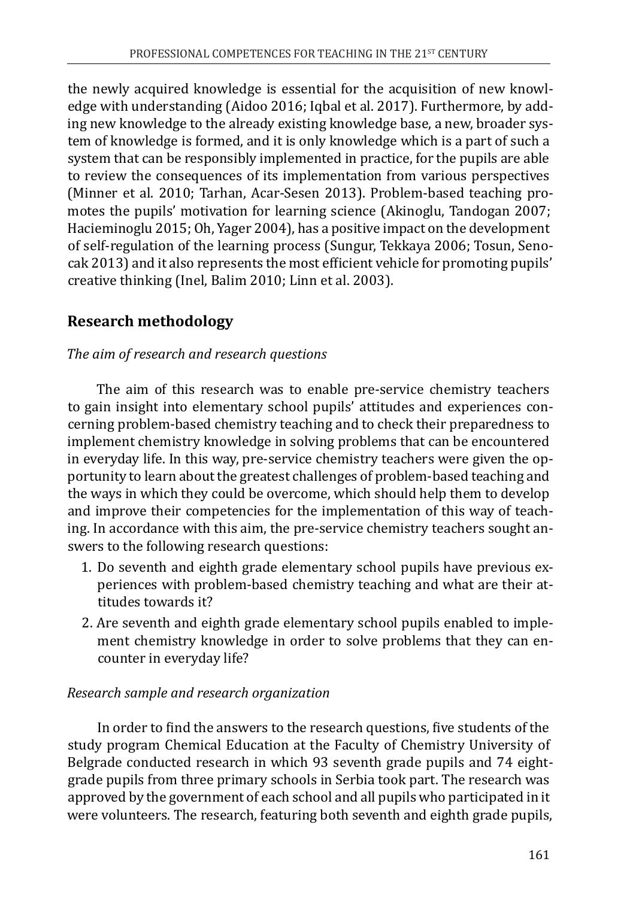the newly acquired knowledge is essential for the acquisition of new knowledge with understanding (Aidoo 2016; Iqbal et al. 2017). Furthermore, by adding new knowledge to the already existing knowledge base, a new, broader system of knowledge is formed, and it is only knowledge which is a part of such a system that can be responsibly implemented in practice, for the pupils are able to review the consequences of its implementation from various perspectives (Minner et al. 2010; Tarhan, Acar-Sesen 2013). Problem-based teaching promotes the pupils' motivation for learning science (Akinoglu, Tandogan 2007; Hacieminoglu 2015; Oh, Yager 2004), has a positive impact on the development of self-regulation of the learning process (Sungur, Tekkaya 2006; Tosun, Senocak 2013) and it also represents the most efficient vehicle for promoting pupils' creative thinking (Inel, Balim 2010; Linn et al. 2003).

## Research methodology

*The aim of research and research questions*

The aim of this research was to enable pre-service chemistry teachers to gain insight into elementary school pupils' attitudes and experiences concerning problem-based chemistry teaching and to check their preparedness to implement chemistry knowledge in solving problems that can be encountered in everyday life. In this way, pre-service chemistry teachers were given the opportunity to learn about the greatest challenges of problem-based teaching and the ways in which they could be overcome, which should help them to develop and improve their competencies for the implementation of this way of teaching. In accordance with this aim, the pre-service chemistry teachers sought answers to the following research questions:

1. Do seventh and eighth grade elementary school pupils have previous experiences with problem-based chemistry teaching and what are their attitudes towards it?
2. Are seventh and eighth grade elementary school pupils enabled to implement chemistry knowledge in order to solve problems that they can encounter in everyday life?

*Research sample and research organization*

In order to find the answers to the research questions, five students of the study program Chemical Education at the Faculty of Chemistry University of Belgrade conducted research in which 93 seventh grade pupils and 74 eighth-grade pupils from three primary schools in Serbia took part. The research was approved by the government of each school and all pupils who participated in it were volunteers. The research, featuring both seventh and eighth grade pupils,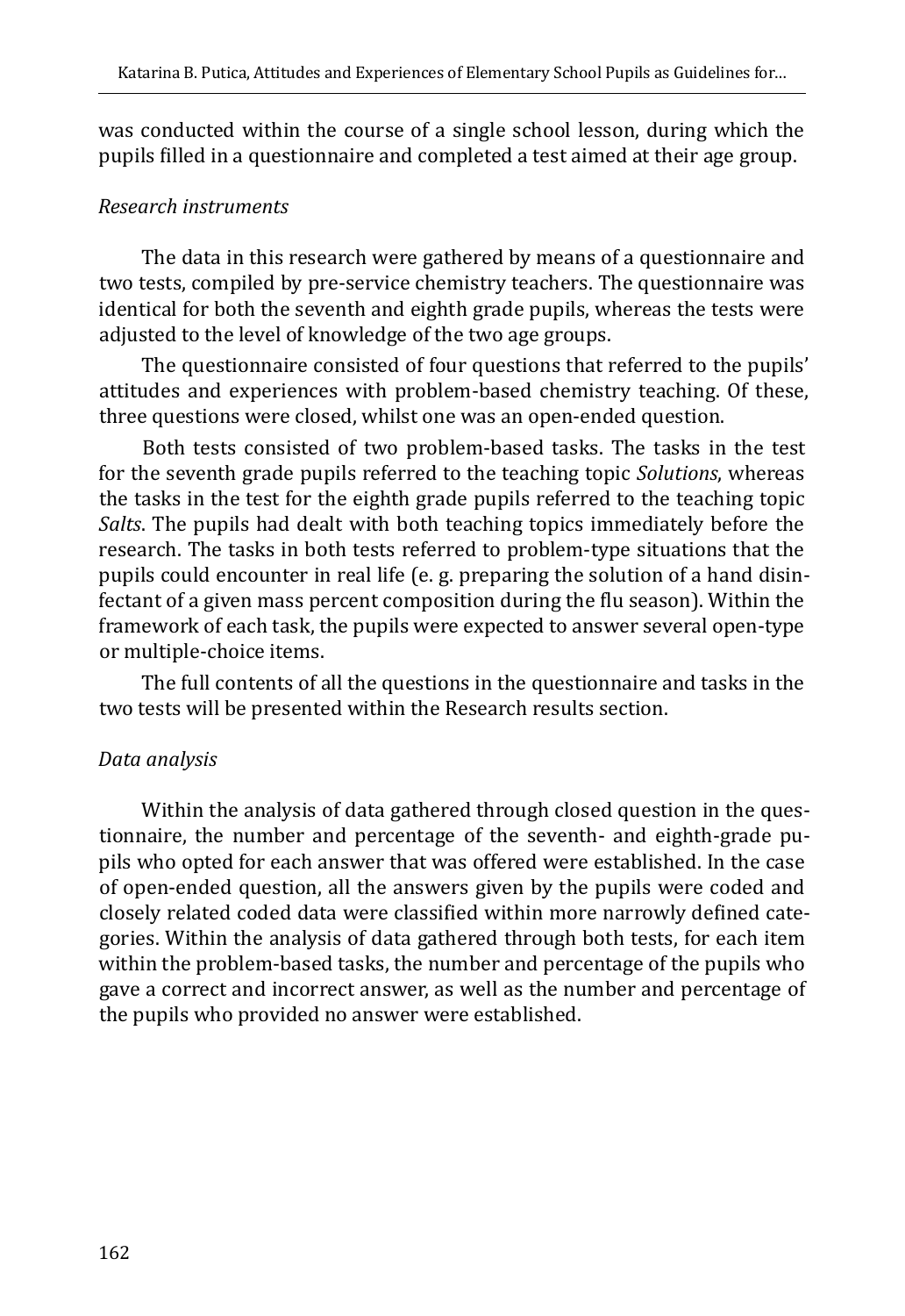was conducted within the course of a single school lesson, during which the pupils filled in a questionnaire and completed a test aimed at their age group.

*Research instruments*

The data in this research were gathered by means of a questionnaire and two tests, compiled by pre-service chemistry teachers. The questionnaire was identical for both the seventh and eighth grade pupils, whereas the tests were adjusted to the level of knowledge of the two age groups.

The questionnaire consisted of four questions that referred to the pupils' attitudes and experiences with problem-based chemistry teaching. Of these, three questions were closed, whilst one was an open-ended question.

Both tests consisted of two problem-based tasks. The tasks in the test for the seventh grade pupils referred to the teaching topic *Solutions*, whereas the tasks in the test for the eighth grade pupils referred to the teaching topic *Salts*. The pupils had dealt with both teaching topics immediately before the research. The tasks in both tests referred to problem-type situations that the pupils could encounter in real life (e. g. preparing the solution of a hand disinfectant of a given mass percent composition during the flu season). Within the framework of each task, the pupils were expected to answer several open-type or multiple-choice items.

The full contents of all the questions in the questionnaire and tasks in the two tests will be presented within the Research results section.

*Data analysis*

Within the analysis of data gathered through closed question in the questionnaire, the number and percentage of the seventh- and eighth-grade pupils who opted for each answer that was offered were established. In the case of open-ended question, all the answers given by the pupils were coded and closely related coded data were classified within more narrowly defined categories. Within the analysis of data gathered through both tests, for each item within the problem-based tasks, the number and percentage of the pupils who gave a correct and incorrect answer, as well as the number and percentage of the pupils who provided no answer were established.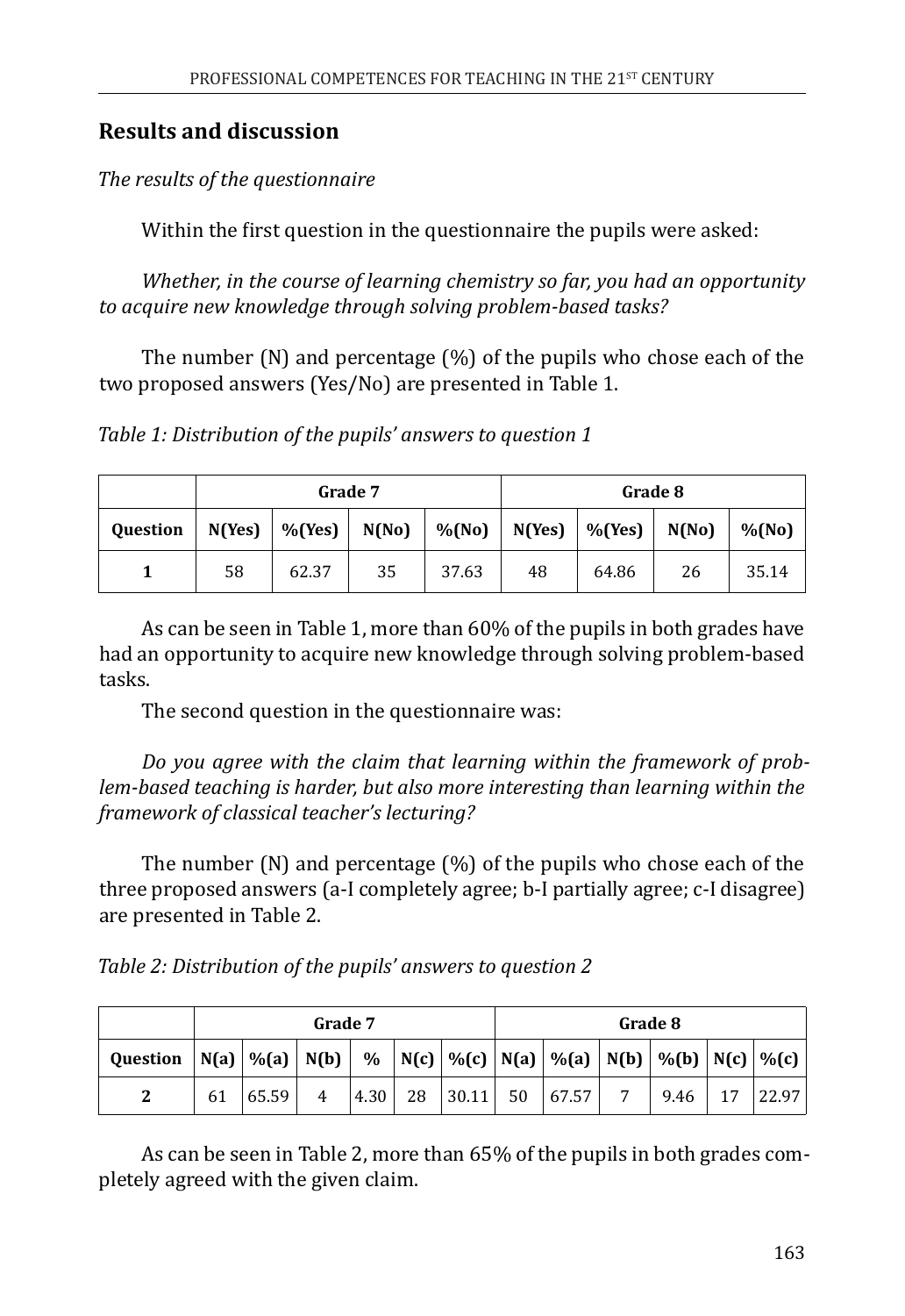## Results and discussion

*The results of the questionnaire*

Within the first question in the questionnaire the pupils were asked:

*Whether, in the course of learning chemistry so far, you had an opportunity to acquire new knowledge through solving problem-based tasks?*

The number (N) and percentage (%) of the pupils who chose each of the two proposed answers (Yes/No) are presented in Table 1.

*Table 1: Distribution of the pupils' answers to question 1*

| | Grade 7 | | | | Grade 8 | | | |
|---|---|---|---|---|---|---|---|---|
| **Question** | **N(Yes)** | **%(Yes)** | **N(No)** | **%(No)** | **N(Yes)** | **%(Yes)** | **N(No)** | **%(No)** |
| **1** | 58 | 62.37 | 35 | 37.63 | 48 | 64.86 | 26 | 35.14 |

As can be seen in Table 1, more than 60% of the pupils in both grades have had an opportunity to acquire new knowledge through solving problem-based tasks.

The second question in the questionnaire was:

*Do you agree with the claim that learning within the framework of problem-based teaching is harder, but also more interesting than learning within the framework of classical teacher's lecturing?*

The number (N) and percentage (%) of the pupils who chose each of the three proposed answers (a-I completely agree; b-I partially agree; c-I disagree) are presented in Table 2.

*Table 2: Distribution of the pupils' answers to question 2*

| | Grade 7 | | | | | | Grade 8 | | | | | |
|---|---|---|---|---|---|---|---|---|---|---|---|---|
| **Question** | **N(a)** | **%(a)** | **N(b)** | **%** | **N(c)** | **%(c)** | **N(a)** | **%(a)** | **N(b)** | **%(b)** | **N(c)** | **%(c)** |
| **2** | 61 | 65.59 | 4 | 4.30 | 28 | 30.11 | 50 | 67.57 | 7 | 9.46 | 17 | 22.97 |

As can be seen in Table 2, more than 65% of the pupils in both grades completely agreed with the given claim.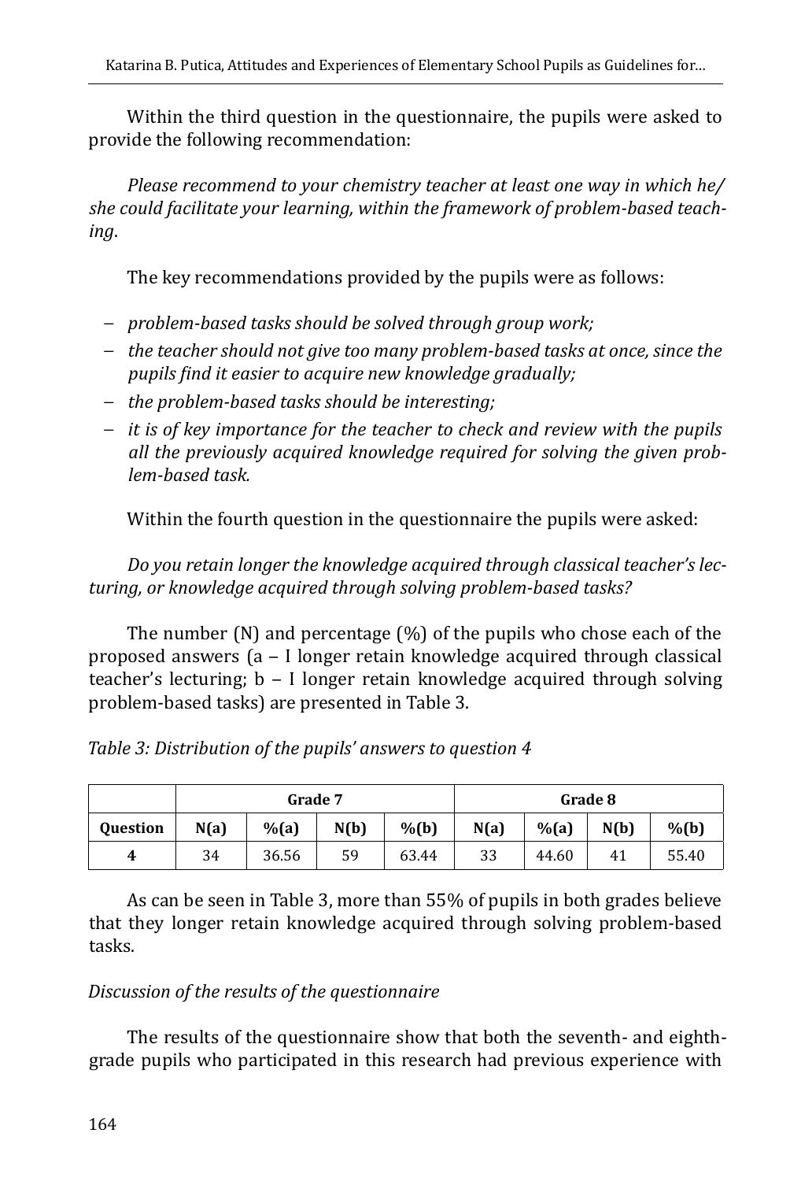Within the third question in the questionnaire, the pupils were asked to provide the following recommendation:

*Please recommend to your chemistry teacher at least one way in which he/she could facilitate your learning, within the framework of problem-based teaching.*

The key recommendations provided by the pupils were as follows:

- *problem-based tasks should be solved through group work;*
- *the teacher should not give too many problem-based tasks at once, since the pupils find it easier to acquire new knowledge gradually;*
- *the problem-based tasks should be interesting;*
- *it is of key importance for the teacher to check and review with the pupils all the previously acquired knowledge required for solving the given problem-based task.*

Within the fourth question in the questionnaire the pupils were asked:

*Do you retain longer the knowledge acquired through classical teacher's lecturing, or knowledge acquired through solving problem-based tasks?*

The number (N) and percentage (%) of the pupils who chose each of the proposed answers (a – I longer retain knowledge acquired through classical teacher's lecturing; b – I longer retain knowledge acquired through solving problem-based tasks) are presented in Table 3.

*Table 3: Distribution of the pupils' answers to question 4*

| | Grade 7 | | | | Grade 8 | | | |
|---|---|---|---|---|---|---|---|---|
| **Question** | **N(a)** | **%(a)** | **N(b)** | **%(b)** | **N(a)** | **%(a)** | **N(b)** | **%(b)** |
| **4** | 34 | 36.56 | 59 | 63.44 | 33 | 44.60 | 41 | 55.40 |

As can be seen in Table 3, more than 55% of pupils in both grades believe that they longer retain knowledge acquired through solving problem-based tasks.

*Discussion of the results of the questionnaire*

The results of the questionnaire show that both the seventh- and eighth-grade pupils who participated in this research had previous experience with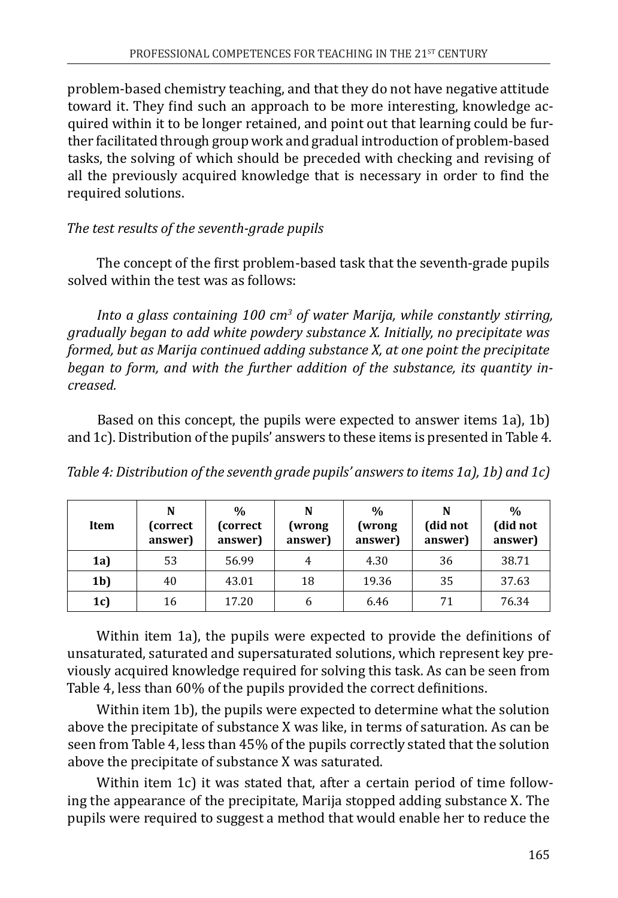problem-based chemistry teaching, and that they do not have negative attitude toward it. They find such an approach to be more interesting, knowledge acquired within it to be longer retained, and point out that learning could be further facilitated through group work and gradual introduction of problem-based tasks, the solving of which should be preceded with checking and revising of all the previously acquired knowledge that is necessary in order to find the required solutions.

*The test results of the seventh-grade pupils*

The concept of the first problem-based task that the seventh-grade pupils solved within the test was as follows:

*Into a glass containing 100 cm$^3$ of water Marija, while constantly stirring, gradually began to add white powdery substance X. Initially, no precipitate was formed, but as Marija continued adding substance X, at one point the precipitate began to form, and with the further addition of the substance, its quantity increased.*

Based on this concept, the pupils were expected to answer items 1a), 1b) and 1c). Distribution of the pupils' answers to these items is presented in Table 4.

*Table 4: Distribution of the seventh grade pupils' answers to items 1a), 1b) and 1c)*

| Item | N (correct answer) | % (correct answer) | N (wrong answer) | % (wrong answer) | N (did not answer) | % (did not answer) |
|---|---|---|---|---|---|---|
| **1a)** | 53 | 56.99 | 4 | 4.30 | 36 | 38.71 |
| **1b)** | 40 | 43.01 | 18 | 19.36 | 35 | 37.63 |
| **1c)** | 16 | 17.20 | 6 | 6.46 | 71 | 76.34 |

Within item 1a), the pupils were expected to provide the definitions of unsaturated, saturated and supersaturated solutions, which represent key previously acquired knowledge required for solving this task. As can be seen from Table 4, less than 60% of the pupils provided the correct definitions.

Within item 1b), the pupils were expected to determine what the solution above the precipitate of substance X was like, in terms of saturation. As can be seen from Table 4, less than 45% of the pupils correctly stated that the solution above the precipitate of substance X was saturated.

Within item 1c) it was stated that, after a certain period of time following the appearance of the precipitate, Marija stopped adding substance X. The pupils were required to suggest a method that would enable her to reduce the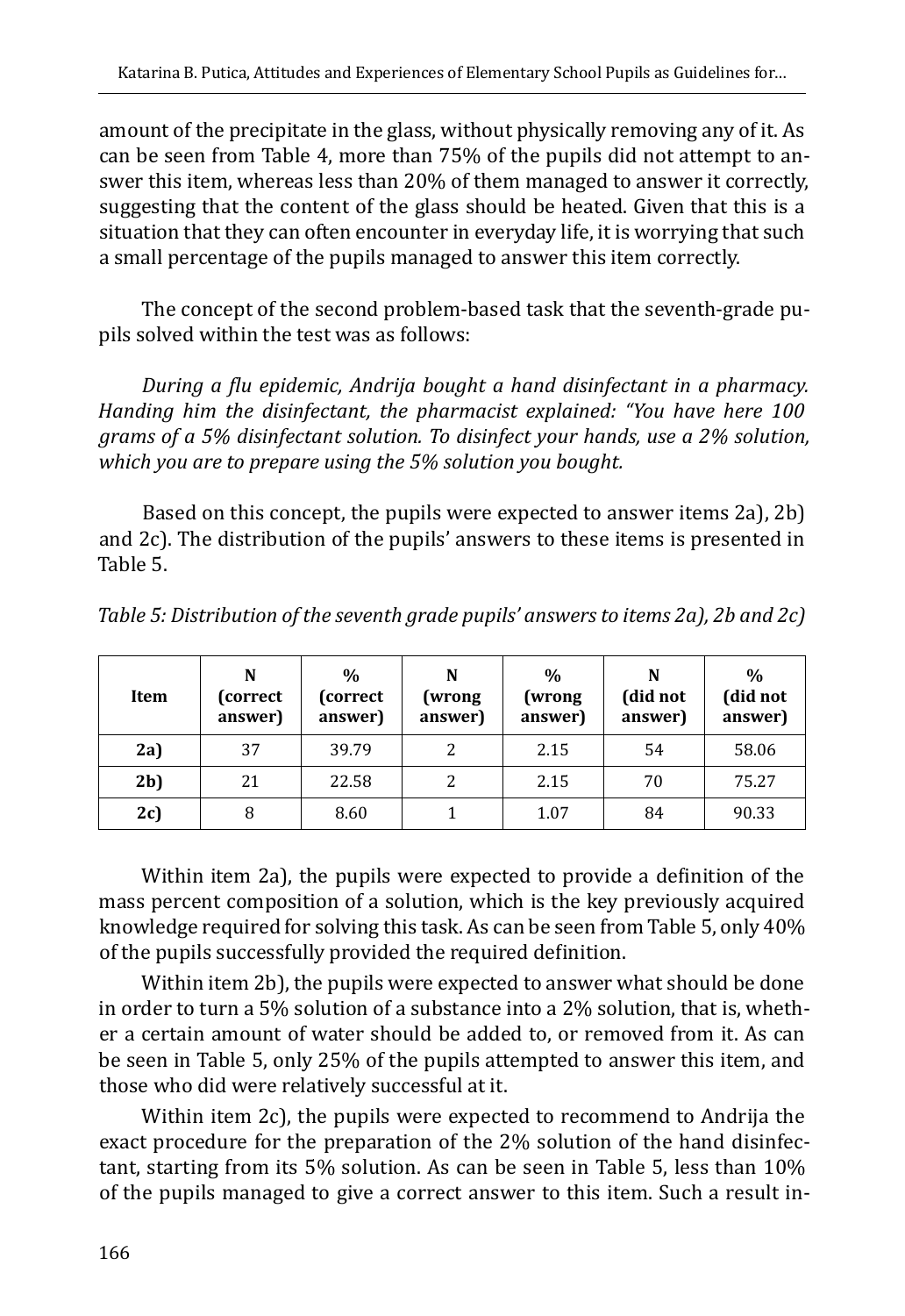amount of the precipitate in the glass, without physically removing any of it. As can be seen from Table 4, more than 75% of the pupils did not attempt to answer this item, whereas less than 20% of them managed to answer it correctly, suggesting that the content of the glass should be heated. Given that this is a situation that they can often encounter in everyday life, it is worrying that such a small percentage of the pupils managed to answer this item correctly.

The concept of the second problem-based task that the seventh-grade pupils solved within the test was as follows:

*During a flu epidemic, Andrija bought a hand disinfectant in a pharmacy. Handing him the disinfectant, the pharmacist explained: "You have here 100 grams of a 5% disinfectant solution. To disinfect your hands, use a 2% solution, which you are to prepare using the 5% solution you bought.*

Based on this concept, the pupils were expected to answer items 2a), 2b) and 2c). The distribution of the pupils' answers to these items is presented in Table 5.

*Table 5: Distribution of the seventh grade pupils' answers to items 2a), 2b and 2c)*

| Item | N (correct answer) | % (correct answer) | N (wrong answer) | % (wrong answer) | N (did not answer) | % (did not answer) |
|---|---|---|---|---|---|---|
| **2a)** | 37 | 39.79 | 2 | 2.15 | 54 | 58.06 |
| **2b)** | 21 | 22.58 | 2 | 2.15 | 70 | 75.27 |
| **2c)** | 8 | 8.60 | 1 | 1.07 | 84 | 90.33 |

Within item 2a), the pupils were expected to provide a definition of the mass percent composition of a solution, which is the key previously acquired knowledge required for solving this task. As can be seen from Table 5, only 40% of the pupils successfully provided the required definition.

Within item 2b), the pupils were expected to answer what should be done in order to turn a 5% solution of a substance into a 2% solution, that is, whether a certain amount of water should be added to, or removed from it. As can be seen in Table 5, only 25% of the pupils attempted to answer this item, and those who did were relatively successful at it.

Within item 2c), the pupils were expected to recommend to Andrija the exact procedure for the preparation of the 2% solution of the hand disinfectant, starting from its 5% solution. As can be seen in Table 5, less than 10% of the pupils managed to give a correct answer to this item. Such a result in-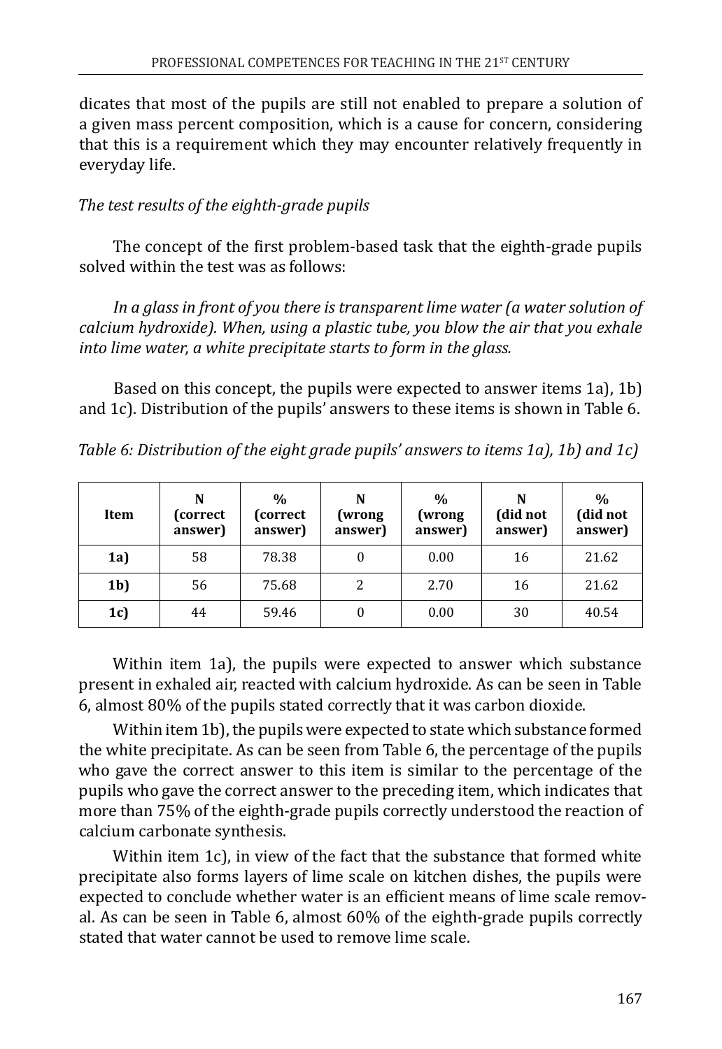dicates that most of the pupils are still not enabled to prepare a solution of a given mass percent composition, which is a cause for concern, considering that this is a requirement which they may encounter relatively frequently in everyday life.

*The test results of the eighth-grade pupils*

The concept of the first problem-based task that the eighth-grade pupils solved within the test was as follows:

*In a glass in front of you there is transparent lime water (a water solution of calcium hydroxide). When, using a plastic tube, you blow the air that you exhale into lime water, a white precipitate starts to form in the glass.*

Based on this concept, the pupils were expected to answer items 1a), 1b) and 1c). Distribution of the pupils' answers to these items is shown in Table 6.

*Table 6: Distribution of the eight grade pupils' answers to items 1a), 1b) and 1c)*

| Item | N (correct answer) | % (correct answer) | N (wrong answer) | % (wrong answer) | N (did not answer) | % (did not answer) |
|---|---|---|---|---|---|---|
| **1a)** | 58 | 78.38 | 0 | 0.00 | 16 | 21.62 |
| **1b)** | 56 | 75.68 | 2 | 2.70 | 16 | 21.62 |
| **1c)** | 44 | 59.46 | 0 | 0.00 | 30 | 40.54 |

Within item 1a), the pupils were expected to answer which substance present in exhaled air, reacted with calcium hydroxide. As can be seen in Table 6, almost 80% of the pupils stated correctly that it was carbon dioxide.

Within item 1b), the pupils were expected to state which substance formed the white precipitate. As can be seen from Table 6, the percentage of the pupils who gave the correct answer to this item is similar to the percentage of the pupils who gave the correct answer to the preceding item, which indicates that more than 75% of the eighth-grade pupils correctly understood the reaction of calcium carbonate synthesis.

Within item 1c), in view of the fact that the substance that formed white precipitate also forms layers of lime scale on kitchen dishes, the pupils were expected to conclude whether water is an efficient means of lime scale removal. As can be seen in Table 6, almost 60% of the eighth-grade pupils correctly stated that water cannot be used to remove lime scale.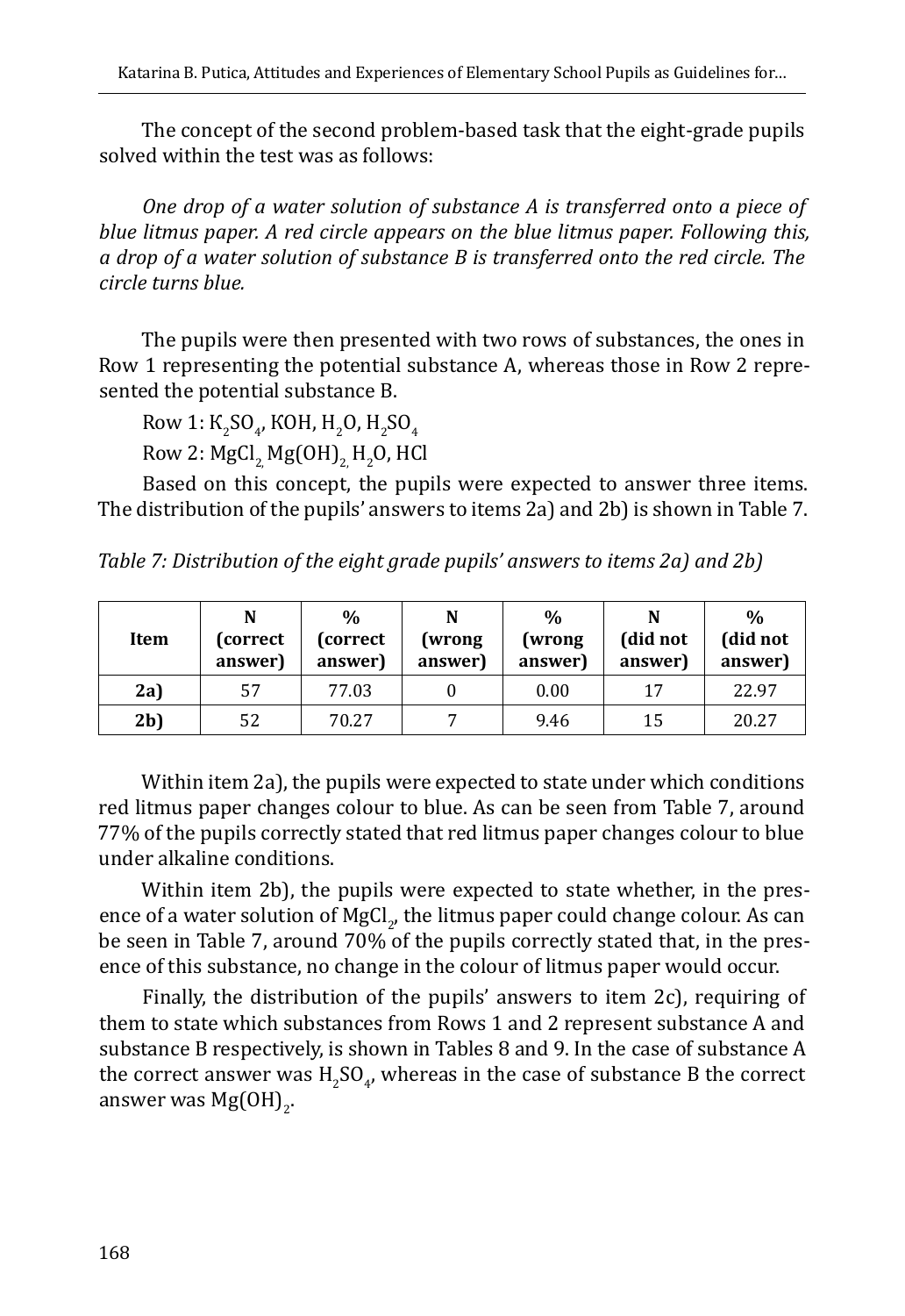The concept of the second problem-based task that the eight-grade pupils solved within the test was as follows:

*One drop of a water solution of substance A is transferred onto a piece of blue litmus paper. A red circle appears on the blue litmus paper. Following this, a drop of a water solution of substance B is transferred onto the red circle. The circle turns blue.*

The pupils were then presented with two rows of substances, the ones in Row 1 representing the potential substance A, whereas those in Row 2 represented the potential substance B.

Row 1: $K_2SO_4$, KOH, $H_2O$, $H_2SO_4$

Row 2: $MgCl_2$, $Mg(OH)_2$, $H_2O$, HCl

Based on this concept, the pupils were expected to answer three items. The distribution of the pupils' answers to items 2a) and 2b) is shown in Table 7.

*Table 7: Distribution of the eight grade pupils' answers to items 2a) and 2b)*

| Item | N (correct answer) | % (correct answer) | N (wrong answer) | % (wrong answer) | N (did not answer) | % (did not answer) |
|---|---|---|---|---|---|---|
| **2a)** | 57 | 77.03 | 0 | 0.00 | 17 | 22.97 |
| **2b)** | 52 | 70.27 | 7 | 9.46 | 15 | 20.27 |

Within item 2a), the pupils were expected to state under which conditions red litmus paper changes colour to blue. As can be seen from Table 7, around 77% of the pupils correctly stated that red litmus paper changes colour to blue under alkaline conditions.

Within item 2b), the pupils were expected to state whether, in the presence of a water solution of $MgCl_2$, the litmus paper could change colour. As can be seen in Table 7, around 70% of the pupils correctly stated that, in the presence of this substance, no change in the colour of litmus paper would occur.

Finally, the distribution of the pupils' answers to item 2c), requiring of them to state which substances from Rows 1 and 2 represent substance A and substance B respectively, is shown in Tables 8 and 9. In the case of substance A the correct answer was $H_2SO_4$, whereas in the case of substance B the correct answer was $Mg(OH)_2$.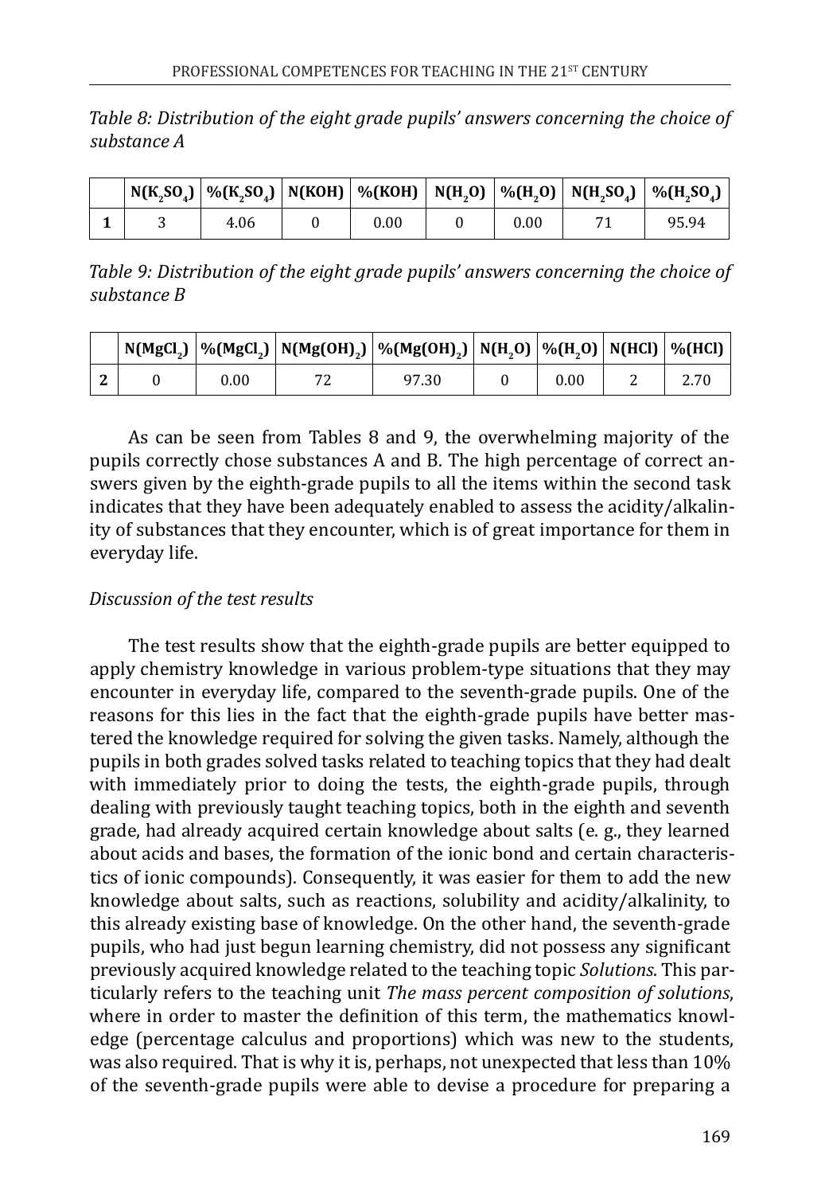*Table 8: Distribution of the eight grade pupils' answers concerning the choice of substance A*

| | $N(K_2SO_4)$ | $\%(K_2SO_4)$ | $N(KOH)$ | $\%(KOH)$ | $N(H_2O)$ | $\%(H_2O)$ | $N(H_2SO_4)$ | $\%(H_2SO_4)$ |
|---|---|---|---|---|---|---|---|---|
| **1** | 3 | 4.06 | 0 | 0.00 | 0 | 0.00 | 71 | 95.94 |

*Table 9: Distribution of the eight grade pupils' answers concerning the choice of substance B*

| | $N(MgCl_2)$ | $\%(MgCl_2)$ | $N(Mg(OH)_2)$ | $\%(Mg(OH)_2)$ | $N(H_2O)$ | $\%(H_2O)$ | $N(HCl)$ | $\%(HCl)$ |
|---|---|---|---|---|---|---|---|---|
| **2** | 0 | 0.00 | 72 | 97.30 | 0 | 0.00 | 2 | 2.70 |

As can be seen from Tables 8 and 9, the overwhelming majority of the pupils correctly chose substances A and B. The high percentage of correct answers given by the eighth-grade pupils to all the items within the second task indicates that they have been adequately enabled to assess the acidity/alkalinity of substances that they encounter, which is of great importance for them in everyday life.

*Discussion of the test results*

The test results show that the eighth-grade pupils are better equipped to apply chemistry knowledge in various problem-type situations that they may encounter in everyday life, compared to the seventh-grade pupils. One of the reasons for this lies in the fact that the eighth-grade pupils have better mastered the knowledge required for solving the given tasks. Namely, although the pupils in both grades solved tasks related to teaching topics that they had dealt with immediately prior to doing the tests, the eighth-grade pupils, through dealing with previously taught teaching topics, both in the eighth and seventh grade, had already acquired certain knowledge about salts (e. g., they learned about acids and bases, the formation of the ionic bond and certain characteristics of ionic compounds). Consequently, it was easier for them to add the new knowledge about salts, such as reactions, solubility and acidity/alkalinity, to this already existing base of knowledge. On the other hand, the seventh-grade pupils, who had just begun learning chemistry, did not possess any significant previously acquired knowledge related to the teaching topic *Solutions*. This particularly refers to the teaching unit *The mass percent composition of solutions*, where in order to master the definition of this term, the mathematics knowledge (percentage calculus and proportions) which was new to the students, was also required. That is why it is, perhaps, not unexpected that less than 10% of the seventh-grade pupils were able to devise a procedure for preparing a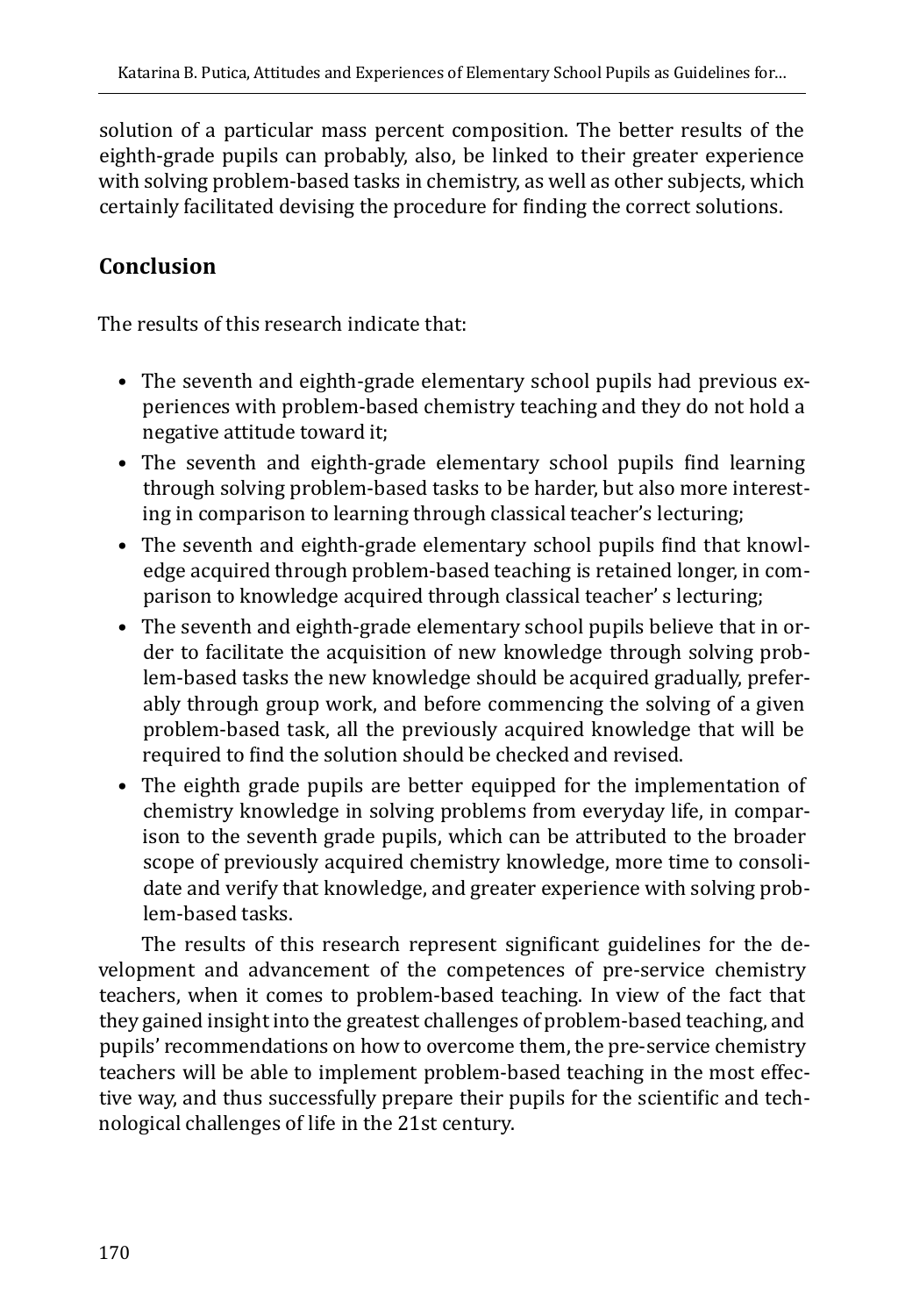solution of a particular mass percent composition. The better results of the eighth-grade pupils can probably, also, be linked to their greater experience with solving problem-based tasks in chemistry, as well as other subjects, which certainly facilitated devising the procedure for finding the correct solutions.

## Conclusion

The results of this research indicate that:

- The seventh and eighth-grade elementary school pupils had previous experiences with problem-based chemistry teaching and they do not hold a negative attitude toward it;
- The seventh and eighth-grade elementary school pupils find learning through solving problem-based tasks to be harder, but also more interesting in comparison to learning through classical teacher's lecturing;
- The seventh and eighth-grade elementary school pupils find that knowledge acquired through problem-based teaching is retained longer, in comparison to knowledge acquired through classical teacher' s lecturing;
- The seventh and eighth-grade elementary school pupils believe that in order to facilitate the acquisition of new knowledge through solving problem-based tasks the new knowledge should be acquired gradually, preferably through group work, and before commencing the solving of a given problem-based task, all the previously acquired knowledge that will be required to find the solution should be checked and revised.
- The eighth grade pupils are better equipped for the implementation of chemistry knowledge in solving problems from everyday life, in comparison to the seventh grade pupils, which can be attributed to the broader scope of previously acquired chemistry knowledge, more time to consolidate and verify that knowledge, and greater experience with solving problem-based tasks.

The results of this research represent significant guidelines for the development and advancement of the competences of pre-service chemistry teachers, when it comes to problem-based teaching. In view of the fact that they gained insight into the greatest challenges of problem-based teaching, and pupils' recommendations on how to overcome them, the pre-service chemistry teachers will be able to implement problem-based teaching in the most effective way, and thus successfully prepare their pupils for the scientific and technological challenges of life in the 21st century.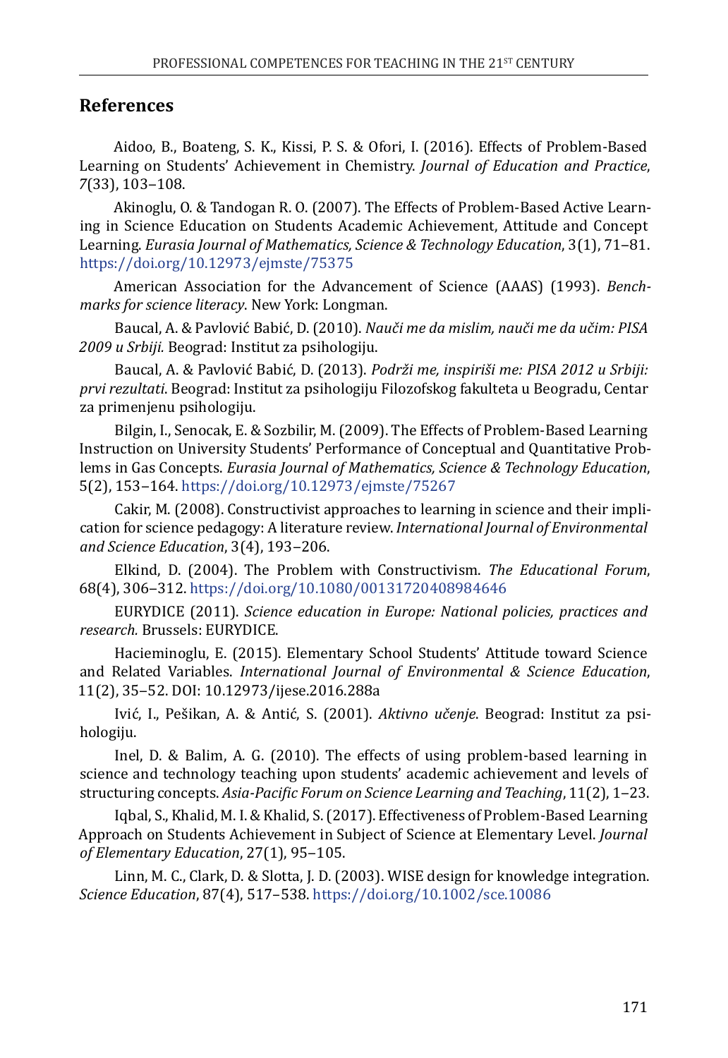## References

Aidoo, B., Boateng, S. K., Kissi, P. S. & Ofori, I. (2016). Effects of Problem-Based Learning on Students' Achievement in Chemistry. *Journal of Education and Practice*, *7*(33), 103–108.

Akinoglu, O. & Tandogan R. O. (2007). The Effects of Problem-Based Active Learning in Science Education on Students Academic Achievement, Attitude and Concept Learning. *Eurasia Journal of Mathematics, Science & Technology Education*, 3(1), 71–81. https://doi.org/10.12973/ejmste/75375

American Association for the Advancement of Science (AAAS) (1993). *Benchmarks for science literacy*. New York: Longman.

Baucal, A. & Pavlović Babić, D. (2010). *Nauči me da mislim, nauči me da učim: PISA 2009 u Srbiji.* Beograd: Institut za psihologiju.

Baucal, A. & Pavlović Babić, D. (2013). *Podrži me, inspiriši me: PISA 2012 u Srbiji: prvi rezultati*. Beograd: Institut za psihologiju Filozofskog fakulteta u Beogradu, Centar za primenjenu psihologiju.

Bilgin, I., Senocak, E. & Sozbilir, M. (2009). The Effects of Problem-Based Learning Instruction on University Students' Performance of Conceptual and Quantitative Problems in Gas Concepts. *Eurasia Journal of Mathematics, Science & Technology Education*, 5(2), 153–164. https://doi.org/10.12973/ejmste/75267

Cakir, M. (2008). Constructivist approaches to learning in science and their implication for science pedagogy: A literature review. *International Journal of Environmental and Science Education*, 3(4), 193–206.

Elkind, D. (2004). The Problem with Constructivism. *The Educational Forum*, 68(4), 306–312. https://doi.org/10.1080/00131720408984646

EURYDICE (2011). *Science education in Europe: National policies, practices and research.* Brussels: EURYDICE.

Hacieminoglu, E. (2015). Elementary School Students' Attitude toward Science and Related Variables. *International Journal of Environmental & Science Education*, 11(2), 35–52. DOI: 10.12973/ijese.2016.288a

Ivić, I., Pešikan, A. & Antić, S. (2001). *Aktivno učenje*. Beograd: Institut za psihologiju.

Inel, D. & Balim, A. G. (2010). The effects of using problem-based learning in science and technology teaching upon students' academic achievement and levels of structuring concepts. *Asia-Pacific Forum on Science Learning and Teaching*, 11(2), 1–23.

Iqbal, S., Khalid, M. I. & Khalid, S. (2017). Effectiveness of Problem-Based Learning Approach on Students Achievement in Subject of Science at Elementary Level. *Journal of Elementary Education*, 27(1), 95–105.

Linn, M. C., Clark, D. & Slotta, J. D. (2003). WISE design for knowledge integration. *Science Education*, 87(4), 517–538. https://doi.org/10.1002/sce.10086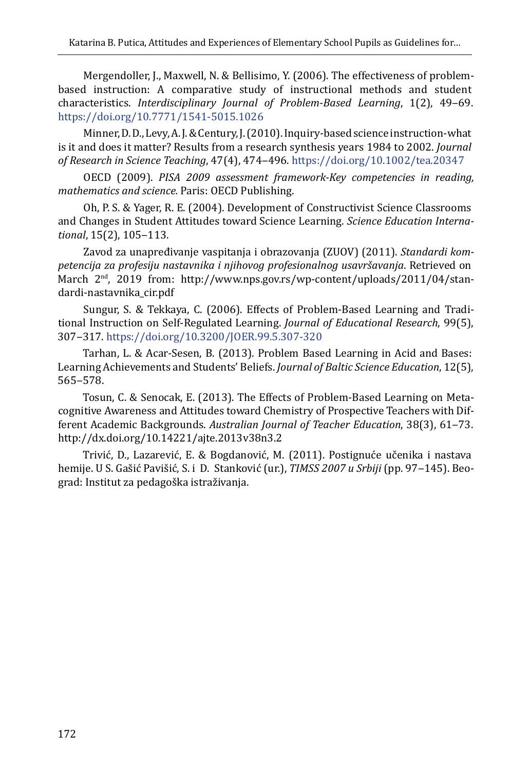Mergendoller, J., Maxwell, N. & Bellisimo, Y. (2006). The effectiveness of problem-based instruction: A comparative study of instructional methods and student characteristics. *Interdisciplinary Journal of Problem-Based Learning*, 1(2), 49–69. https://doi.org/10.7771/1541-5015.1026

Minner, D. D., Levy, A. J. & Century, J. (2010). Inquiry-based science instruction-what is it and does it matter? Results from a research synthesis years 1984 to 2002. *Journal of Research in Science Teaching*, 47(4), 474–496. https://doi.org/10.1002/tea.20347

OECD (2009). *PISA 2009 assessment framework-Key competencies in reading, mathematics and science.* Paris: OECD Publishing.

Oh, P. S. & Yager, R. E. (2004). Development of Constructivist Science Classrooms and Changes in Student Attitudes toward Science Learning. *Science Education International*, 15(2), 105–113.

Zavod za unapređivanje vaspitanja i obrazovanja (ZUOV) (2011). *Standardi kompetencija za profesiju nastavnika i njihovog profesionalnog usavršavanja*. Retrieved on March 2nd, 2019 from: http://www.nps.gov.rs/wp-content/uploads/2011/04/standardi-nastavnika_cir.pdf

Sungur, S. & Tekkaya, C. (2006). Effects of Problem-Based Learning and Traditional Instruction on Self-Regulated Learning. *Journal of Educational Research*, 99(5), 307–317. https://doi.org/10.3200/JOER.99.5.307-320

Tarhan, L. & Acar-Sesen, B. (2013). Problem Based Learning in Acid and Bases: Learning Achievements and Students' Beliefs. *Journal of Baltic Science Education*, 12(5), 565–578.

Tosun, C. & Senocak, E. (2013). The Effects of Problem-Based Learning on Metacognitive Awareness and Attitudes toward Chemistry of Prospective Teachers with Different Academic Backgrounds. *Australian Journal of Teacher Education*, 38(3), 61–73. http://dx.doi.org/10.14221/ajte.2013v38n3.2

Trivić, D., Lazarević, E. & Bogdanović, M. (2011). Postignuće učenika i nastava hemije. U S. Gašić Pavišić, S. i D. Stanković (ur.), *TIMSS 2007 u Srbiji* (pp. 97–145). Beograd: Institut za pedagoška istraživanja.